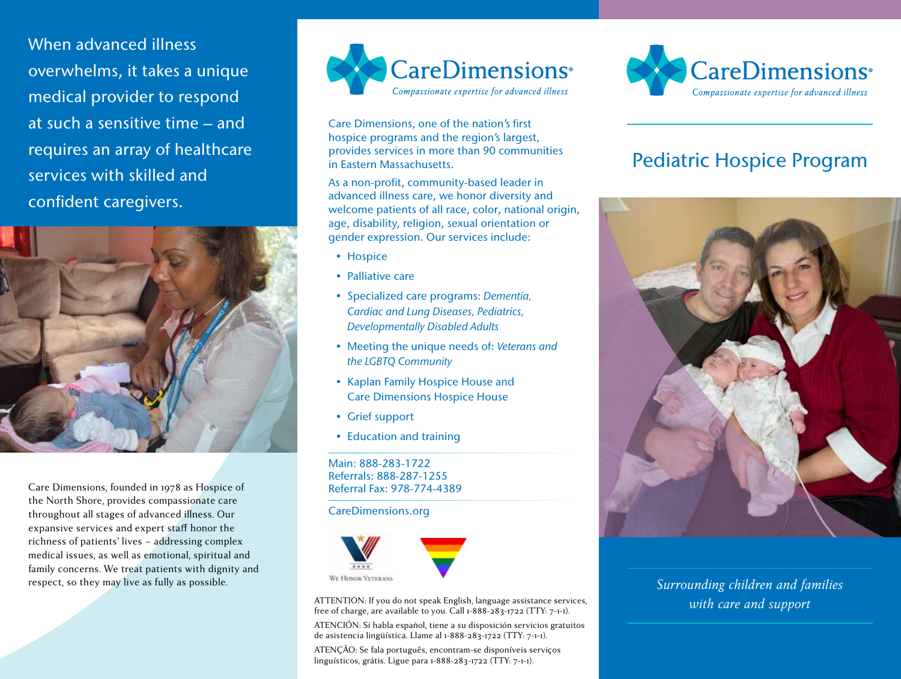When advanced illness overwhelms, it takes a unique medical provider to respond at such a sensitive time – and requires an array of healthcare services with skilled and confident caregivers.

Care Dimensions, founded in 1978 as Hospice of the North Shore, provides compassionate care throughout all stages of advanced illness. Our expansive services and expert staff honor the richness of patients' lives – addressing complex medical issues, as well as emotional, spiritual and family concerns. We treat patients with dignity and respect, so they may live as fully as possible.

# CareDimensions®

*Compassionate expertise for advanced illness*

Care Dimensions, one of the nation's first hospice programs and the region's largest, provides services in more than 90 communities in Eastern Massachusetts.

As a non-profit, community-based leader in advanced illness care, we honor diversity and welcome patients of all race, color, national origin, age, disability, religion, sexual orientation or gender expression. Our services include:

- Hospice
- Palliative care
- Specialized care programs: *Dementia, Cardiac and Lung Diseases, Pediatrics, Developmentally Disabled Adults*
- Meeting the unique needs of: *Veterans and the LGBTQ Community*
- Kaplan Family Hospice House and Care Dimensions Hospice House
- Grief support
- Education and training

Main: 888-283-1722
Referrals: 888-287-1255
Referral Fax: 978-774-4389

CareDimensions.org

We Honor Veterans

ATTENTION: If you do not speak English, language assistance services, free of charge, are available to you. Call 1-888-283-1722 (TTY: 7-1-1).

ATENCIÓN: Si habla español, tiene a su disposición servicios gratuitos de asistencia lingüística. Llame al 1-888-283-1722 (TTY: 7-1-1).

ATENÇÃO: Se fala português, encontram-se disponíveis serviços linguísticos, grátis. Ligue para 1-888-283-1722 (TTY: 7-1-1).

# CareDimensions®

*Compassionate expertise for advanced illness*

## Pediatric Hospice Program

*Surrounding children and families with care and support*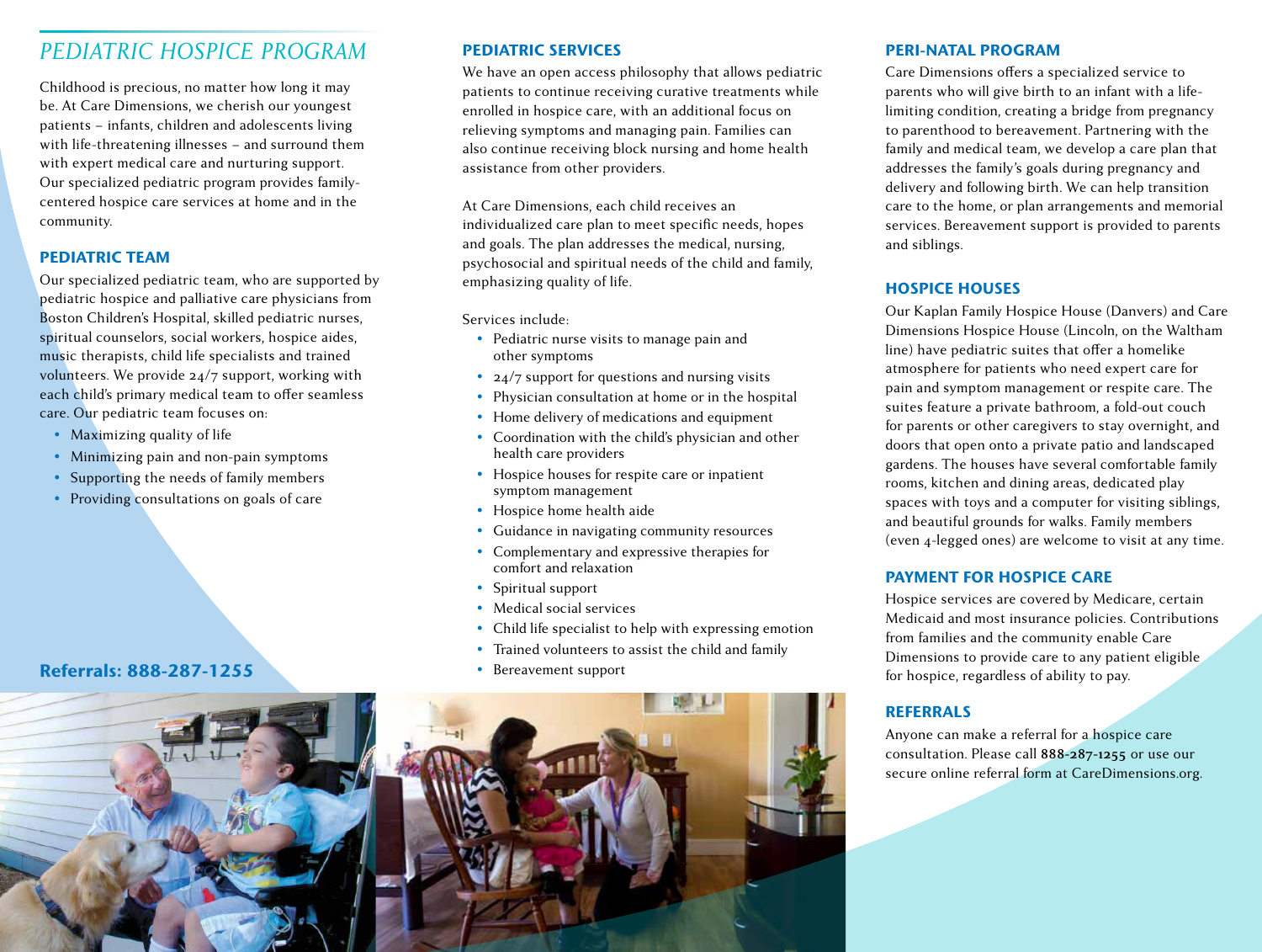# PEDIATRIC HOSPICE PROGRAM

Childhood is precious, no matter how long it may be. At Care Dimensions, we cherish our youngest patients – infants, children and adolescents living with life-threatening illnesses – and surround them with expert medical care and nurturing support. Our specialized pediatric program provides family-centered hospice care services at home and in the community.

## PEDIATRIC TEAM

Our specialized pediatric team, who are supported by pediatric hospice and palliative care physicians from Boston Children's Hospital, skilled pediatric nurses, spiritual counselors, social workers, hospice aides, music therapists, child life specialists and trained volunteers. We provide 24/7 support, working with each child's primary medical team to offer seamless care. Our pediatric team focuses on:

- Maximizing quality of life
- Minimizing pain and non-pain symptoms
- Supporting the needs of family members
- Providing consultations on goals of care

**Referrals: 888-287-1255**

## PEDIATRIC SERVICES

We have an open access philosophy that allows pediatric patients to continue receiving curative treatments while enrolled in hospice care, with an additional focus on relieving symptoms and managing pain. Families can also continue receiving block nursing and home health assistance from other providers.

At Care Dimensions, each child receives an individualized care plan to meet specific needs, hopes and goals. The plan addresses the medical, nursing, psychosocial and spiritual needs of the child and family, emphasizing quality of life.

Services include:

- Pediatric nurse visits to manage pain and other symptoms
- 24/7 support for questions and nursing visits
- Physician consultation at home or in the hospital
- Home delivery of medications and equipment
- Coordination with the child's physician and other health care providers
- Hospice houses for respite care or inpatient symptom management
- Hospice home health aide
- Guidance in navigating community resources
- Complementary and expressive therapies for comfort and relaxation
- Spiritual support
- Medical social services
- Child life specialist to help with expressing emotion
- Trained volunteers to assist the child and family
- Bereavement support

## PERI-NATAL PROGRAM

Care Dimensions offers a specialized service to parents who will give birth to an infant with a life-limiting condition, creating a bridge from pregnancy to parenthood to bereavement. Partnering with the family and medical team, we develop a care plan that addresses the family's goals during pregnancy and delivery and following birth. We can help transition care to the home, or plan arrangements and memorial services. Bereavement support is provided to parents and siblings.

## HOSPICE HOUSES

Our Kaplan Family Hospice House (Danvers) and Care Dimensions Hospice House (Lincoln, on the Waltham line) have pediatric suites that offer a homelike atmosphere for patients who need expert care for pain and symptom management or respite care. The suites feature a private bathroom, a fold-out couch for parents or other caregivers to stay overnight, and doors that open onto a private patio and landscaped gardens. The houses have several comfortable family rooms, kitchen and dining areas, dedicated play spaces with toys and a computer for visiting siblings, and beautiful grounds for walks. Family members (even 4-legged ones) are welcome to visit at any time.

## PAYMENT FOR HOSPICE CARE

Hospice services are covered by Medicare, certain Medicaid and most insurance policies. Contributions from families and the community enable Care Dimensions to provide care to any patient eligible for hospice, regardless of ability to pay.

## REFERRALS

Anyone can make a referral for a hospice care consultation. Please call **888-287-1255** or use our secure online referral form at CareDimensions.org.